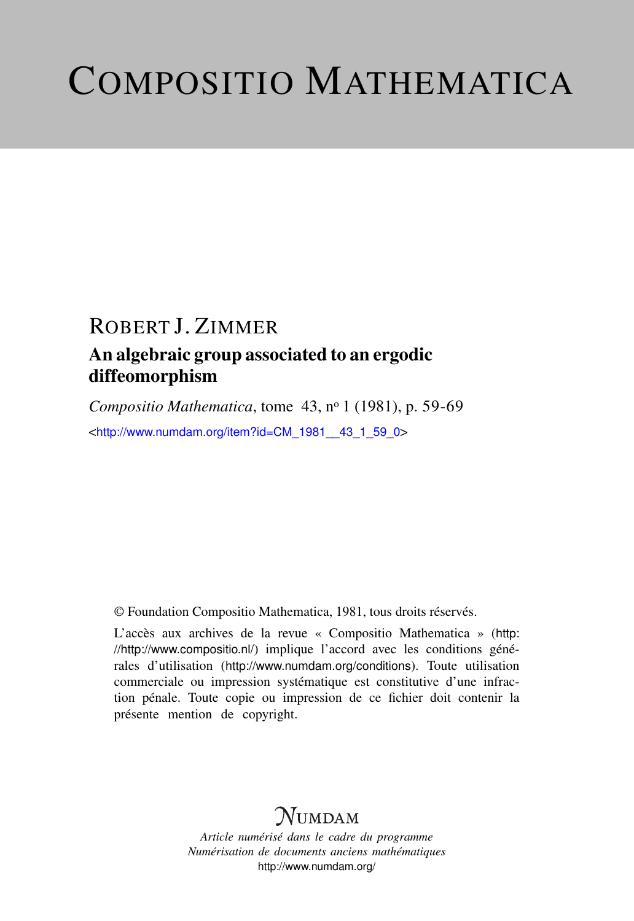# COMPOSITIO MATHEMATICA

ROBERT J. ZIMMER

## An algebraic group associated to an ergodic diffeomorphism

*Compositio Mathematica*, tome 43, n° 1 (1981), p. 59-69

<http://www.numdam.org/item?id=CM_1981__43_1_59_0>

© Foundation Compositio Mathematica, 1981, tous droits réservés.

L'accès aux archives de la revue « Compositio Mathematica » (http://http://www.compositio.nl/) implique l'accord avec les conditions générales d'utilisation (http://www.numdam.org/conditions). Toute utilisation commerciale ou impression systématique est constitutive d'une infraction pénale. Toute copie ou impression de ce fichier doit contenir la présente mention de copyright.

*Numdam*

*Article numérisé dans le cadre du programme*
*Numérisation de documents anciens mathématiques*
http://www.numdam.org/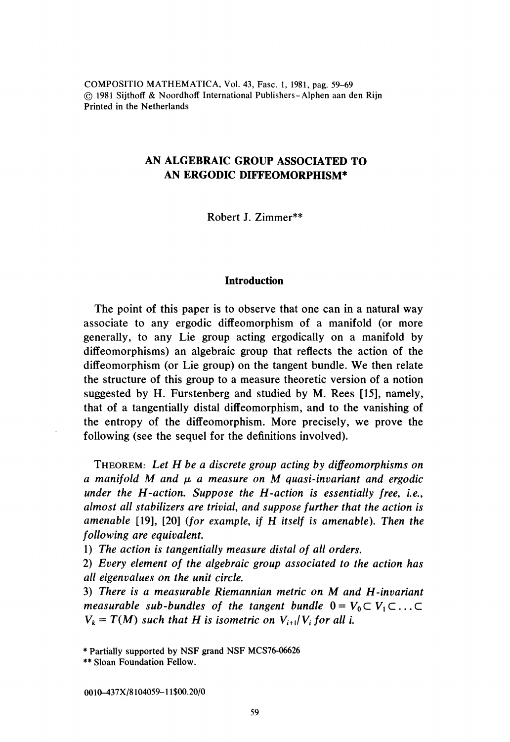COMPOSITIO MATHEMATICA, Vol. 43, Fasc. 1, 1981, pag. 59–69
© 1981 Sijthoff & Noordhoff International Publishers–Alphen aan den Rijn
Printed in the Netherlands

# AN ALGEBRAIC GROUP ASSOCIATED TO AN ERGODIC DIFFEOMORPHISM*

Robert J. Zimmer**

## Introduction

The point of this paper is to observe that one can in a natural way associate to any ergodic diffeomorphism of a manifold (or more generally, to any Lie group acting ergodically on a manifold by diffeomorphisms) an algebraic group that reflects the action of the diffeomorphism (or Lie group) on the tangent bundle. We then relate the structure of this group to a measure theoretic version of a notion suggested by H. Furstenberg and studied by M. Rees [15], namely, that of a tangentially distal diffeomorphism, and to the vanishing of the entropy of the diffeomorphism. More precisely, we prove the following (see the sequel for the definitions involved).

THEOREM: *Let $H$ be a discrete group acting by diffeomorphisms on a manifold $M$ and $\mu$ a measure on $M$ quasi-invariant and ergodic under the $H$-action. Suppose the $H$-action is essentially free, i.e., almost all stabilizers are trivial, and suppose further that the action is amenable* [19], [20] *(for example, if $H$ itself is amenable). Then the following are equivalent.*

*1) The action is tangentially measure distal of all orders.*

*2) Every element of the algebraic group associated to the action has all eigenvalues on the unit circle.*

*3) There is a measurable Riemannian metric on $M$ and $H$-invariant measurable sub-bundles of the tangent bundle $0 = V_0 \subset V_1 \subset \ldots \subset V_k = T(M)$ such that $H$ is isometric on $V_{i+1}/V_i$ for all $i$.*

\* Partially supported by NSF grand NSF MCS76-06626

\*\* Sloan Foundation Fellow.

0010-437X/8104059-11$00.20/0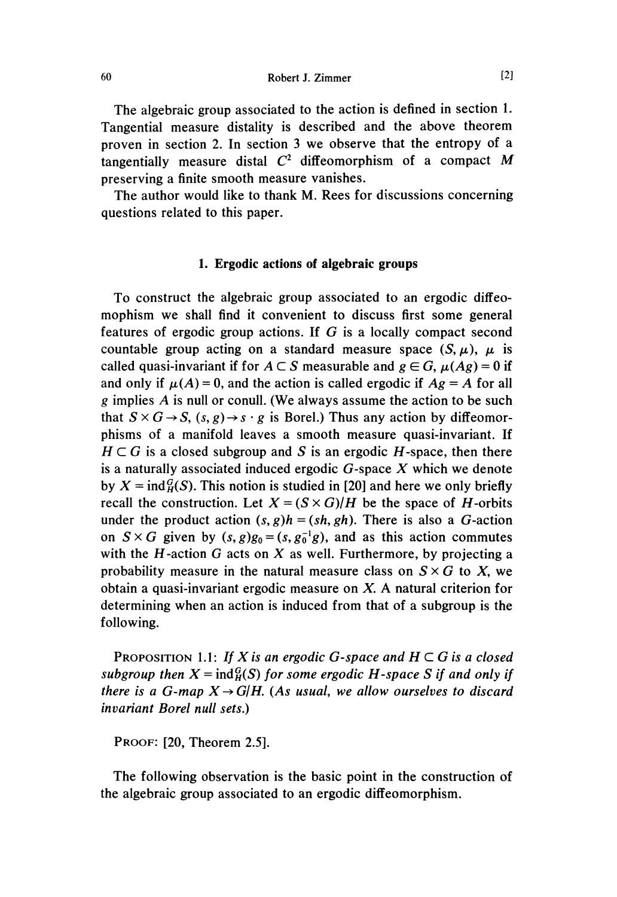The algebraic group associated to the action is defined in section 1. Tangential measure distality is described and the above theorem proven in section 2. In section 3 we observe that the entropy of a tangentially measure distal $C^2$ diffeomorphism of a compact $M$ preserving a finite smooth measure vanishes.

The author would like to thank M. Rees for discussions concerning questions related to this paper.

## 1. Ergodic actions of algebraic groups

To construct the algebraic group associated to an ergodic diffeomorphism we shall find it convenient to discuss first some general features of ergodic group actions. If $G$ is a locally compact second countable group acting on a standard measure space $(S, \mu)$, $\mu$ is called quasi-invariant if for $A \subset S$ measurable and $g \in G$, $\mu(Ag) = 0$ if and only if $\mu(A) = 0$, and the action is called ergodic if $Ag = A$ for all $g$ implies $A$ is null or conull. (We always assume the action to be such that $S \times G \to S$, $(s, g) \to s \cdot g$ is Borel.) Thus any action by diffeomorphisms of a manifold leaves a smooth measure quasi-invariant. If $H \subset G$ is a closed subgroup and $S$ is an ergodic $H$-space, then there is a naturally associated induced ergodic $G$-space $X$ which we denote by $X = \mathrm{ind}_H^G(S)$. This notion is studied in [20] and here we only briefly recall the construction. Let $X = (S \times G)/H$ be the space of $H$-orbits under the product action $(s, g)h = (sh, gh)$. There is also a $G$-action on $S \times G$ given by $(s, g)g_0 = (s, g_0^{-1}g)$, and as this action commutes with the $H$-action $G$ acts on $X$ as well. Furthermore, by projecting a probability measure in the natural measure class on $S \times G$ to $X$, we obtain a quasi-invariant ergodic measure on $X$. A natural criterion for determining when an action is induced from that of a subgroup is the following.

PROPOSITION 1.1: *If $X$ is an ergodic $G$-space and $H \subset G$ is a closed subgroup then $X = \mathrm{ind}_H^G(S)$ for some ergodic $H$-space $S$ if and only if there is a $G$-map $X \to G/H$. (As usual, we allow ourselves to discard invariant Borel null sets.)*

PROOF: [20, Theorem 2.5].

The following observation is the basic point in the construction of the algebraic group associated to an ergodic diffeomorphism.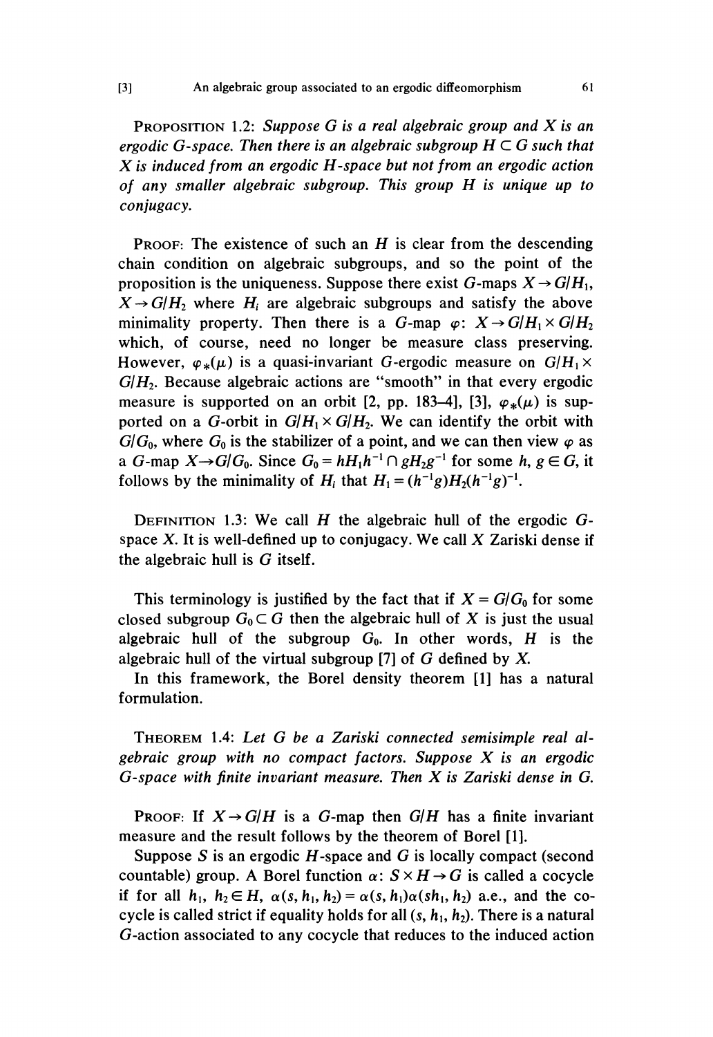**Proposition 1.2:** *Suppose $G$ is a real algebraic group and $X$ is an ergodic $G$-space. Then there is an algebraic subgroup $H \subset G$ such that $X$ is induced from an ergodic $H$-space but not from an ergodic action of any smaller algebraic subgroup. This group $H$ is unique up to conjugacy.*

**Proof:** The existence of such an $H$ is clear from the descending chain condition on algebraic subgroups, and so the point of the proposition is the uniqueness. Suppose there exist $G$-maps $X \to G/H_1$, $X \to G/H_2$ where $H_i$ are algebraic subgroups and satisfy the above minimality property. Then there is a $G$-map $\varphi$: $X \to G/H_1 \times G/H_2$ which, of course, need no longer be measure class preserving. However, $\varphi_*(\mu)$ is a quasi-invariant $G$-ergodic measure on $G/H_1 \times G/H_2$. Because algebraic actions are "smooth" in that every ergodic measure is supported on an orbit [2, pp. 183–4], [3], $\varphi_*(\mu)$ is supported on a $G$-orbit in $G/H_1 \times G/H_2$. We can identify the orbit with $G/G_0$, where $G_0$ is the stabilizer of a point, and we can then view $\varphi$ as a $G$-map $X \to G/G_0$. Since $G_0 = hH_1h^{-1} \cap gH_2g^{-1}$ for some $h, g \in G$, it follows by the minimality of $H_i$ that $H_1 = (h^{-1}g)H_2(h^{-1}g)^{-1}$.

**Definition 1.3:** We call $H$ the algebraic hull of the ergodic $G$-space $X$. It is well-defined up to conjugacy. We call $X$ Zariski dense if the algebraic hull is $G$ itself.

This terminology is justified by the fact that if $X = G/G_0$ for some closed subgroup $G_0 \subset G$ then the algebraic hull of $X$ is just the usual algebraic hull of the subgroup $G_0$. In other words, $H$ is the algebraic hull of the virtual subgroup [7] of $G$ defined by $X$.

In this framework, the Borel density theorem [1] has a natural formulation.

**Theorem 1.4:** *Let $G$ be a Zariski connected semisimple real algebraic group with no compact factors. Suppose $X$ is an ergodic $G$-space with finite invariant measure. Then $X$ is Zariski dense in $G$.*

**Proof:** If $X \to G/H$ is a $G$-map then $G/H$ has a finite invariant measure and the result follows by the theorem of Borel [1].

Suppose $S$ is an ergodic $H$-space and $G$ is locally compact (second countable) group. A Borel function $\alpha$: $S \times H \to G$ is called a cocycle if for all $h_1, h_2 \in H$, $\alpha(s, h_1 h_2) = \alpha(s, h_1)\alpha(sh_1, h_2)$ a.e., and the cocycle is called strict if equality holds for all $(s, h_1, h_2)$. There is a natural $G$-action associated to any cocycle that reduces to the induced action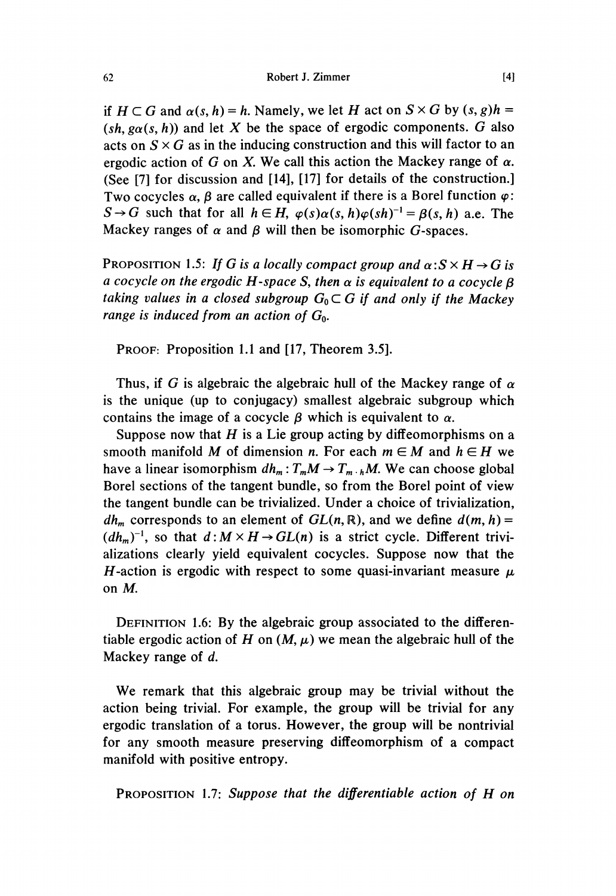if $H \subset G$ and $\alpha(s, h) = h$. Namely, we let $H$ act on $S \times G$ by $(s, g)h = (sh, g\alpha(s, h))$ and let $X$ be the space of ergodic components. $G$ also acts on $S \times G$ as in the inducing construction and this will factor to an ergodic action of $G$ on $X$. We call this action the Mackey range of $\alpha$. (See [7] for discussion and [14], [17] for details of the construction.] Two cocycles $\alpha, \beta$ are called equivalent if there is a Borel function $\varphi$: $S \to G$ such that for all $h \in H$, $\varphi(s)\alpha(s, h)\varphi(sh)^{-1} = \beta(s, h)$ a.e. The Mackey ranges of $\alpha$ and $\beta$ will then be isomorphic $G$-spaces.

PROPOSITION 1.5: *If $G$ is a locally compact group and $\alpha: S \times H \to G$ is a cocycle on the ergodic $H$-space $S$, then $\alpha$ is equivalent to a cocycle $\beta$ taking values in a closed subgroup $G_0 \subset G$ if and only if the Mackey range is induced from an action of $G_0$.*

PROOF: Proposition 1.1 and [17, Theorem 3.5].

Thus, if $G$ is algebraic the algebraic hull of the Mackey range of $\alpha$ is the unique (up to conjugacy) smallest algebraic subgroup which contains the image of a cocycle $\beta$ which is equivalent to $\alpha$.

Suppose now that $H$ is a Lie group acting by diffeomorphisms on a smooth manifold $M$ of dimension $n$. For each $m \in M$ and $h \in H$ we have a linear isomorphism $dh_m: T_mM \to T_{m \cdot h}M$. We can choose global Borel sections of the tangent bundle, so from the Borel point of view the tangent bundle can be trivialized. Under a choice of trivialization, $dh_m$ corresponds to an element of $GL(n, \mathbb{R})$, and we define $d(m, h) = (dh_m)^{-1}$, so that $d: M \times H \to GL(n)$ is a strict cycle. Different trivializations clearly yield equivalent cocycles. Suppose now that the $H$-action is ergodic with respect to some quasi-invariant measure $\mu$ on $M$.

DEFINITION 1.6: By the algebraic group associated to the differentiable ergodic action of $H$ on $(M, \mu)$ we mean the algebraic hull of the Mackey range of $d$.

We remark that this algebraic group may be trivial without the action being trivial. For example, the group will be trivial for any ergodic translation of a torus. However, the group will be nontrivial for any smooth measure preserving diffeomorphism of a compact manifold with positive entropy.

PROPOSITION 1.7: *Suppose that the differentiable action of $H$ on*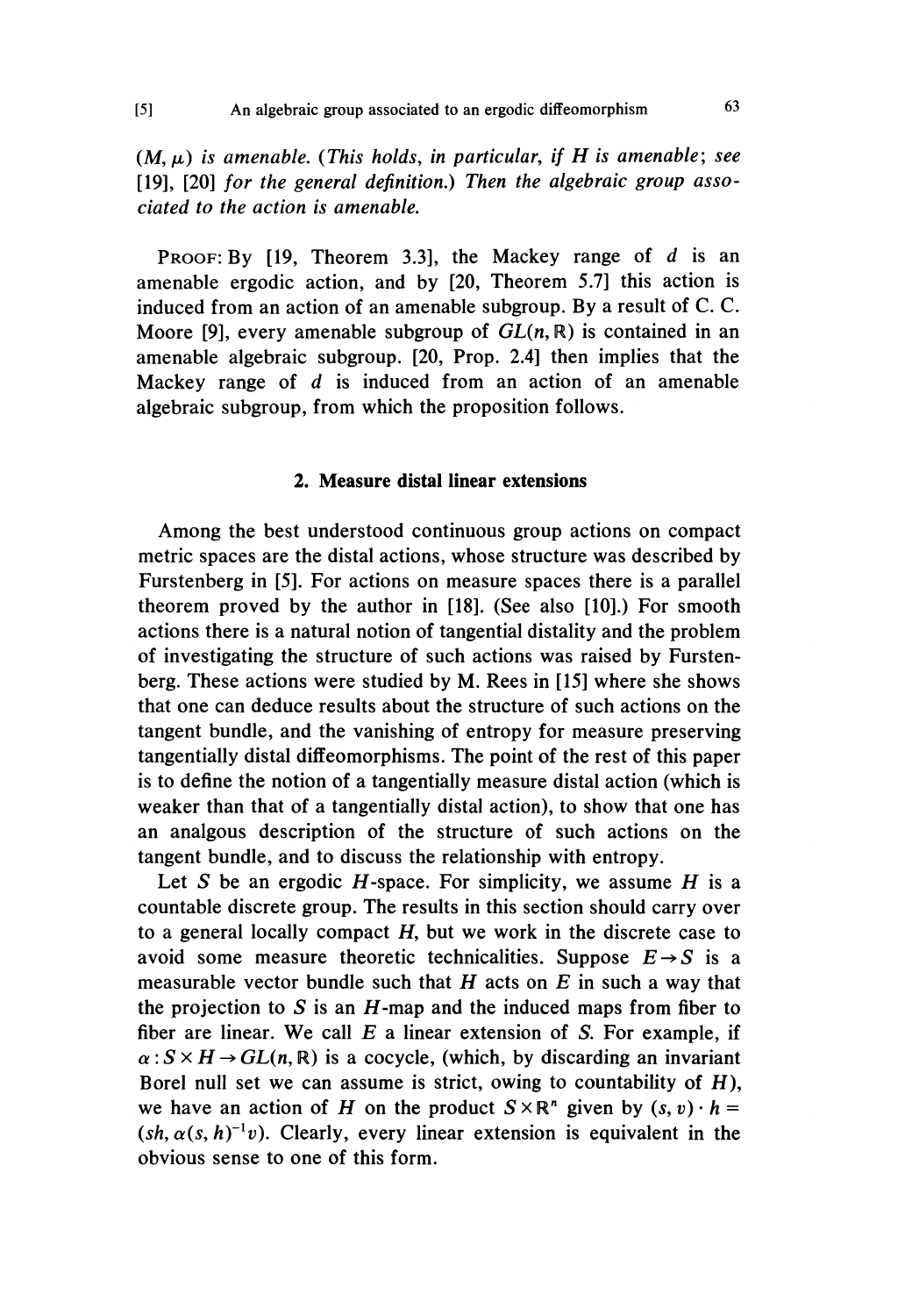$(M, \mu)$ *is amenable. (This holds, in particular, if H is amenable; see* [19], [20] *for the general definition.) Then the algebraic group associated to the action is amenable.*

PROOF: By [19, Theorem 3.3], the Mackey range of $d$ is an amenable ergodic action, and by [20, Theorem 5.7] this action is induced from an action of an amenable subgroup. By a result of C. C. Moore [9], every amenable subgroup of $GL(n, \mathbb{R})$ is contained in an amenable algebraic subgroup. [20, Prop. 2.4] then implies that the Mackey range of $d$ is induced from an action of an amenable algebraic subgroup, from which the proposition follows.

## 2. Measure distal linear extensions

Among the best understood continuous group actions on compact metric spaces are the distal actions, whose structure was described by Furstenberg in [5]. For actions on measure spaces there is a parallel theorem proved by the author in [18]. (See also [10].) For smooth actions there is a natural notion of tangential distality and the problem of investigating the structure of such actions was raised by Furstenberg. These actions were studied by M. Rees in [15] where she shows that one can deduce results about the structure of such actions on the tangent bundle, and the vanishing of entropy for measure preserving tangentially distal diffeomorphisms. The point of the rest of this paper is to define the notion of a tangentially measure distal action (which is weaker than that of a tangentially distal action), to show that one has an analgous description of the structure of such actions on the tangent bundle, and to discuss the relationship with entropy.

Let $S$ be an ergodic $H$-space. For simplicity, we assume $H$ is a countable discrete group. The results in this section should carry over to a general locally compact $H$, but we work in the discrete case to avoid some measure theoretic technicalities. Suppose $E \to S$ is a measurable vector bundle such that $H$ acts on $E$ in such a way that the projection to $S$ is an $H$-map and the induced maps from fiber to fiber are linear. We call $E$ a linear extension of $S$. For example, if $\alpha : S \times H \to GL(n, \mathbb{R})$ is a cocycle, (which, by discarding an invariant Borel null set we can assume is strict, owing to countability of $H$), we have an action of $H$ on the product $S \times \mathbb{R}^n$ given by $(s, v) \cdot h = (sh, \alpha(s, h)^{-1}v)$. Clearly, every linear extension is equivalent in the obvious sense to one of this form.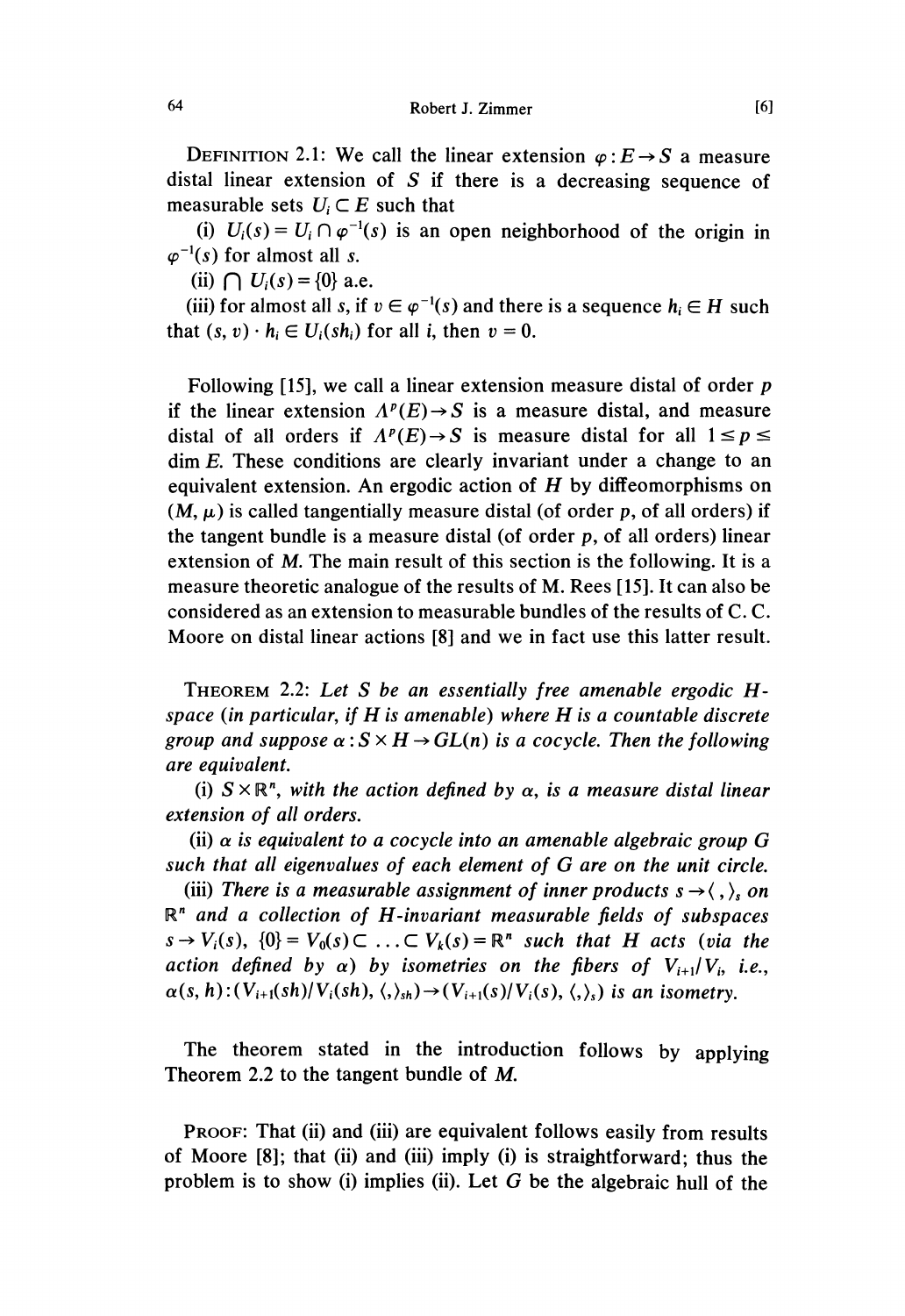DEFINITION 2.1: We call the linear extension $\varphi : E \to S$ a measure distal linear extension of $S$ if there is a decreasing sequence of measurable sets $U_i \subset E$ such that

(i) $U_i(s) = U_i \cap \varphi^{-1}(s)$ is an open neighborhood of the origin in $\varphi^{-1}(s)$ for almost all $s$.

(ii) $\bigcap U_i(s) = \{0\}$ a.e.

(iii) for almost all $s$, if $v \in \varphi^{-1}(s)$ and there is a sequence $h_i \in H$ such that $(s, v) \cdot h_i \in U_i(sh_i)$ for all $i$, then $v = 0$.

Following [15], we call a linear extension measure distal of order $p$ if the linear extension $\Lambda^p(E) \to S$ is a measure distal, and measure distal of all orders if $\Lambda^p(E) \to S$ is measure distal for all $1 \leq p \leq \dim E$. These conditions are clearly invariant under a change to an equivalent extension. An ergodic action of $H$ by diffeomorphisms on $(M, \mu)$ is called tangentially measure distal (of order $p$, of all orders) if the tangent bundle is a measure distal (of order $p$, of all orders) linear extension of $M$. The main result of this section is the following. It is a measure theoretic analogue of the results of M. Rees [15]. It can also be considered as an extension to measurable bundles of the results of C. C. Moore on distal linear actions [8] and we in fact use this latter result.

THEOREM 2.2: *Let $S$ be an essentially free amenable ergodic $H$-space (in particular, if $H$ is amenable) where $H$ is a countable discrete group and suppose $\alpha : S \times H \to GL(n)$ is a cocycle. Then the following are equivalent.*

*(i) $S \times \mathbb{R}^n$, with the action defined by $\alpha$, is a measure distal linear extension of all orders.*

*(ii) $\alpha$ is equivalent to a cocycle into an amenable algebraic group $G$ such that all eigenvalues of each element of $G$ are on the unit circle.*

*(iii) There is a measurable assignment of inner products $s \to \langle\ ,\ \rangle_s$ on $\mathbb{R}^n$ and a collection of $H$-invariant measurable fields of subspaces $s \to V_i(s)$, $\{0\} = V_0(s) \subset \ldots \subset V_k(s) = \mathbb{R}^n$ such that $H$ acts (via the action defined by $\alpha$) by isometries on the fibers of $V_{i+1}/V_i$, i.e., $\alpha(s, h) : (V_{i+1}(sh)/V_i(sh), \langle , \rangle_{sh}) \to (V_{i+1}(s)/V_i(s), \langle , \rangle_s)$ is an isometry.*

The theorem stated in the introduction follows by applying Theorem 2.2 to the tangent bundle of $M$.

PROOF: That (ii) and (iii) are equivalent follows easily from results of Moore [8]; that (ii) and (iii) imply (i) is straightforward; thus the problem is to show (i) implies (ii). Let $G$ be the algebraic hull of the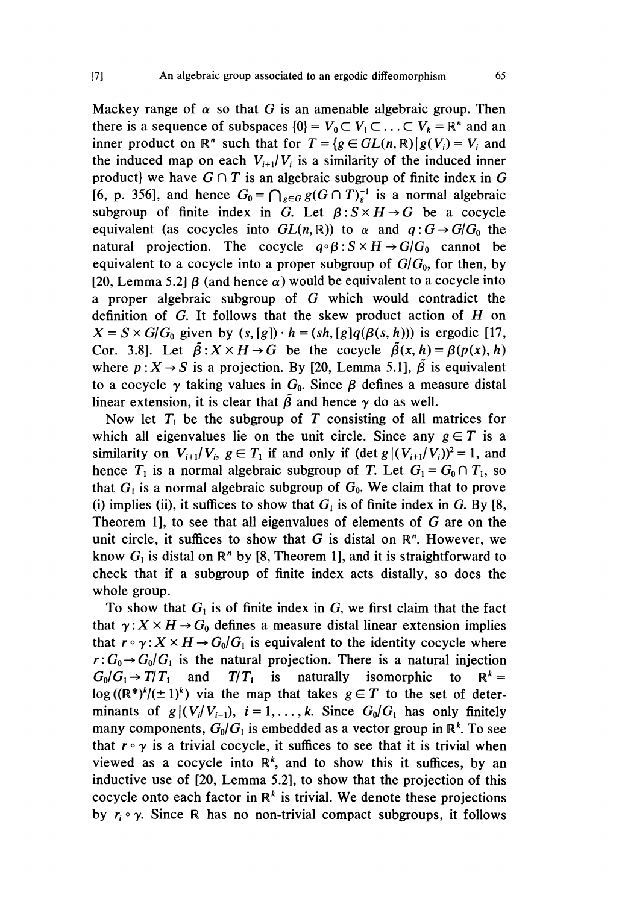Mackey range of $\alpha$ so that $G$ is an amenable algebraic group. Then there is a sequence of subspaces $\{0\} = V_0 \subset V_1 \subset \ldots \subset V_k = \mathbb{R}^n$ and an inner product on $\mathbb{R}^n$ such that for $T = \{g \in GL(n, \mathbb{R}) \mid g(V_i) = V_i$ and the induced map on each $V_{i+1}/V_i$ is a similarity of the induced inner product$\}$ we have $G \cap T$ is an algebraic subgroup of finite index in $G$ [6, p. 356], and hence $G_0 = \bigcap_{g \in G} g(G \cap T)_g^{-1}$ is a normal algebraic subgroup of finite index in $G$. Let $\beta : S \times H \to G$ be a cocycle equivalent (as cocycles into $GL(n, \mathbb{R})$) to $\alpha$ and $q : G \to G/G_0$ the natural projection. The cocycle $q \circ \beta : S \times H \to G/G_0$ cannot be equivalent to a cocycle into a proper subgroup of $G/G_0$, for then, by [20, Lemma 5.2] $\beta$ (and hence $\alpha$) would be equivalent to a cocycle into a proper algebraic subgroup of $G$ which would contradict the definition of $G$. It follows that the skew product action of $H$ on $X = S \times G/G_0$ given by $(s, [g]) \cdot h = (sh, [g]q(\beta(s, h)))$ is ergodic [17, Cor. 3.8]. Let $\tilde{\beta} : X \times H \to G$ be the cocycle $\tilde{\beta}(x, h) = \beta(p(x), h)$ where $p : X \to S$ is a projection. By [20, Lemma 5.1], $\tilde{\beta}$ is equivalent to a cocycle $\gamma$ taking values in $G_0$. Since $\beta$ defines a measure distal linear extension, it is clear that $\tilde{\beta}$ and hence $\gamma$ do as well.

Now let $T_1$ be the subgroup of $T$ consisting of all matrices for which all eigenvalues lie on the unit circle. Since any $g \in T$ is a similarity on $V_{i+1}/V_i$, $g \in T_1$ if and only if $(\det g \mid (V_{i+1}/V_i))^2 = 1$, and hence $T_1$ is a normal algebraic subgroup of $T$. Let $G_1 = G_0 \cap T_1$, so that $G_1$ is a normal algebraic subgroup of $G_0$. We claim that to prove (i) implies (ii), it suffices to show that $G_1$ is of finite index in $G$. By [8, Theorem 1], to see that all eigenvalues of elements of $G$ are on the unit circle, it suffices to show that $G$ is distal on $\mathbb{R}^n$. However, we know $G_1$ is distal on $\mathbb{R}^n$ by [8, Theorem 1], and it is straightforward to check that if a subgroup of finite index acts distally, so does the whole group.

To show that $G_1$ is of finite index in $G$, we first claim that the fact that $\gamma : X \times H \to G_0$ defines a measure distal linear extension implies that $r \circ \gamma : X \times H \to G_0/G_1$ is equivalent to the identity cocycle where $r : G_0 \to G_0/G_1$ is the natural projection. There is a natural injection $G_0/G_1 \to T/T_1$ and $T/T_1$ is naturally isomorphic to $\mathbb{R}^k = \log((\mathbb{R}^*)^k/(\pm 1)^k)$ via the map that takes $g \in T$ to the set of determinants of $g \mid (V_i/V_{i-1})$, $i = 1, \ldots, k$. Since $G_0/G_1$ has only finitely many components, $G_0/G_1$ is embedded as a vector group in $\mathbb{R}^k$. To see that $r \circ \gamma$ is a trivial cocycle, it suffices to see that it is trivial when viewed as a cocycle into $\mathbb{R}^k$, and to show this it suffices, by an inductive use of [20, Lemma 5.2], to show that the projection of this cocycle onto each factor in $\mathbb{R}^k$ is trivial. We denote these projections by $r_i \circ \gamma$. Since $\mathbb{R}$ has no non-trivial compact subgroups, it follows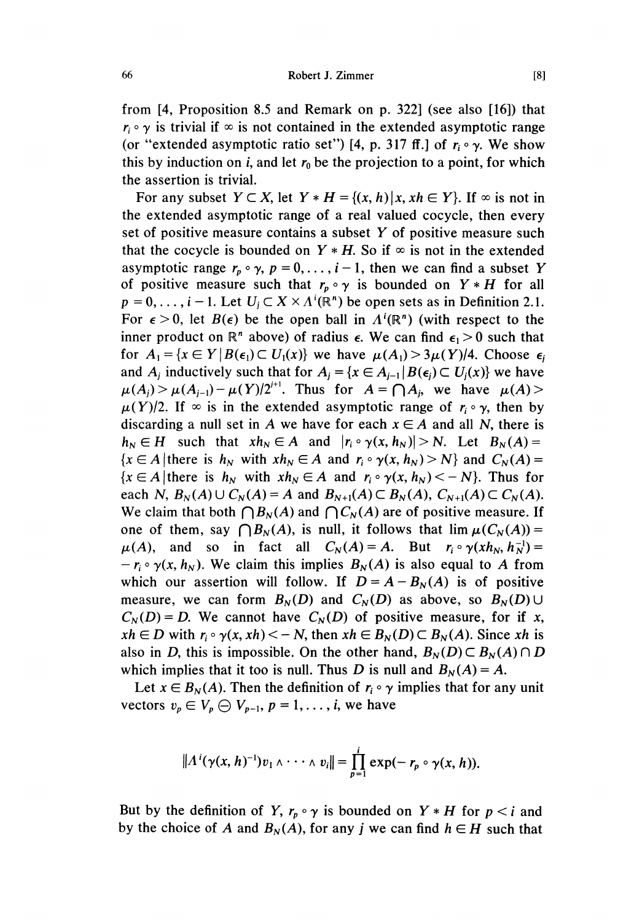from [4, Proposition 8.5 and Remark on p. 322] (see also [16]) that $r_i \circ \gamma$ is trivial if $\infty$ is not contained in the extended asymptotic range (or "extended asymptotic ratio set") [4, p. 317 ff.] of $r_i \circ \gamma$. We show this by induction on $i$, and let $r_0$ be the projection to a point, for which the assertion is trivial.

For any subset $Y \subset X$, let $Y * H = \{(x, h) | x, xh \in Y\}$. If $\infty$ is not in the extended asymptotic range of a real valued cocycle, then every set of positive measure contains a subset $Y$ of positive measure such that the cocycle is bounded on $Y * H$. So if $\infty$ is not in the extended asymptotic range $r_p \circ \gamma$, $p = 0, \dots, i-1$, then we can find a subset $Y$ of positive measure such that $r_p \circ \gamma$ is bounded on $Y * H$ for all $p = 0, \dots, i-1$. Let $U_j \subset X \times \Lambda^i(\mathbb{R}^n)$ be open sets as in Definition 2.1. For $\epsilon > 0$, let $B(\epsilon)$ be the open ball in $\Lambda^i(\mathbb{R}^n)$ (with respect to the inner product on $\mathbb{R}^n$ above) of radius $\epsilon$. We can find $\epsilon_1 > 0$ such that for $A_1 = \{x \in Y | B(\epsilon_1) \subset U_1(x)\}$ we have $\mu(A_1) > 3\mu(Y)/4$. Choose $\epsilon_j$ and $A_j$ inductively such that for $A_j = \{x \in A_{j-1} | B(\epsilon_j) \subset U_j(x)\}$ we have $\mu(A_j) > \mu(A_{j-1}) - \mu(Y)/2^{j+1}$. Thus for $A = \bigcap A_j$, we have $\mu(A) > \mu(Y)/2$. If $\infty$ is in the extended asymptotic range of $r_i \circ \gamma$, then by discarding a null set in $A$ we have for each $x \in A$ and all $N$, there is $h_N \in H$ such that $xh_N \in A$ and $|r_i \circ \gamma(x, h_N)| > N$. Let $B_N(A) = \{x \in A | \text{there is } h_N \text{ with } xh_N \in A \text{ and } r_i \circ \gamma(x, h_N) > N\}$ and $C_N(A) = \{x \in A | \text{there is } h_N \text{ with } xh_N \in A \text{ and } r_i \circ \gamma(x, h_N) < -N\}$. Thus for each $N$, $B_N(A) \cup C_N(A) = A$ and $B_{N+1}(A) \subset B_N(A)$, $C_{N+1}(A) \subset C_N(A)$. We claim that both $\bigcap B_N(A)$ and $\bigcap C_N(A)$ are of positive measure. If one of them, say $\bigcap B_N(A)$, is null, it follows that $\lim \mu(C_N(A)) = \mu(A)$, and so in fact all $C_N(A) = A$. But $r_i \circ \gamma(xh_N, h_N^{-1}) = -r_i \circ \gamma(x, h_N)$. We claim this implies $B_N(A)$ is also equal to $A$ from which our assertion will follow. If $D = A - B_N(A)$ is of positive measure, we can form $B_N(D)$ and $C_N(D)$ as above, so $B_N(D) \cup C_N(D) = D$. We cannot have $C_N(D)$ of positive measure, for if $x$, $xh \in D$ with $r_i \circ \gamma(x, xh) < -N$, then $xh \in B_N(D) \subset B_N(A)$. Since $xh$ is also in $D$, this is impossible. On the other hand, $B_N(D) \subset B_N(A) \cap D$ which implies that it too is null. Thus $D$ is null and $B_N(A) = A$.

Let $x \in B_N(A)$. Then the definition of $r_i \circ \gamma$ implies that for any unit vectors $v_p \in V_p \ominus V_{p-1}$, $p = 1, \dots, i$, we have

$$\|\Lambda^i(\gamma(x, h)^{-1})v_1 \wedge \cdots \wedge v_i\| = \prod_{p=1}^{i} \exp(-r_p \circ \gamma(x, h)).$$

But by the definition of $Y$, $r_p \circ \gamma$ is bounded on $Y * H$ for $p < i$ and by the choice of $A$ and $B_N(A)$, for any $j$ we can find $h \in H$ such that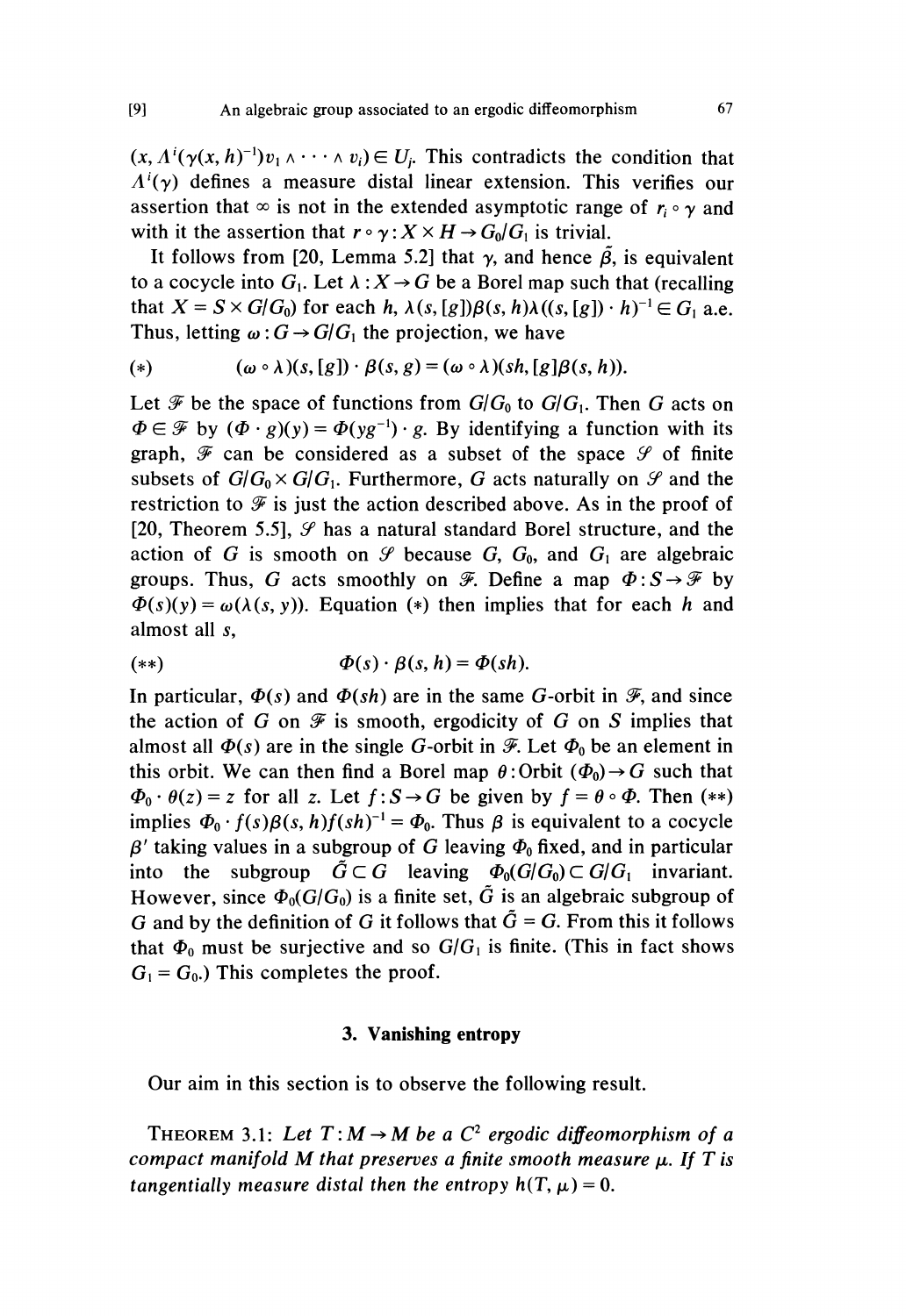$(x, \Lambda^i(\gamma(x, h)^{-1})v_1 \wedge \cdots \wedge v_i) \in U_j$. This contradicts the condition that $\Lambda^i(\gamma)$ defines a measure distal linear extension. This verifies our assertion that $\infty$ is not in the extended asymptotic range of $r_i \circ \gamma$ and with it the assertion that $r \circ \gamma : X \times H \to G_0/G_1$ is trivial.

It follows from [20, Lemma 5.2] that $\gamma$, and hence $\tilde{\beta}$, is equivalent to a cocycle into $G_1$. Let $\lambda : X \to G$ be a Borel map such that (recalling that $X = S \times G/G_0$) for each $h$, $\lambda(s, [g])\beta(s, h)\lambda((s, [g]) \cdot h)^{-1} \in G_1$ a.e. Thus, letting $\omega : G \to G/G_1$ the projection, we have

$$(*) \qquad (\omega \circ \lambda)(s, [g]) \cdot \beta(s, g) = (\omega \circ \lambda)(sh, [g]\beta(s, h)).$$

Let $\mathcal{F}$ be the space of functions from $G/G_0$ to $G/G_1$. Then $G$ acts on $\Phi \in \mathcal{F}$ by $(\Phi \cdot g)(y) = \Phi(yg^{-1}) \cdot g$. By identifying a function with its graph, $\mathcal{F}$ can be considered as a subset of the space $\mathcal{S}$ of finite subsets of $G/G_0 \times G/G_1$. Furthermore, $G$ acts naturally on $\mathcal{S}$ and the restriction to $\mathcal{F}$ is just the action described above. As in the proof of [20, Theorem 5.5], $\mathcal{S}$ has a natural standard Borel structure, and the action of $G$ is smooth on $\mathcal{S}$ because $G$, $G_0$, and $G_1$ are algebraic groups. Thus, $G$ acts smoothly on $\mathcal{F}$. Define a map $\Phi : S \to \mathcal{F}$ by $\Phi(s)(y) = \omega(\lambda(s, y))$. Equation $(*)$ then implies that for each $h$ and almost all $s$,

$$(**) \qquad \Phi(s) \cdot \beta(s, h) = \Phi(sh).$$

In particular, $\Phi(s)$ and $\Phi(sh)$ are in the same $G$-orbit in $\mathcal{F}$, and since the action of $G$ on $\mathcal{F}$ is smooth, ergodicity of $G$ on $S$ implies that almost all $\Phi(s)$ are in the single $G$-orbit in $\mathcal{F}$. Let $\Phi_0$ be an element in this orbit. We can then find a Borel map $\theta : \text{Orbit}(\Phi_0) \to G$ such that $\Phi_0 \cdot \theta(z) = z$ for all $z$. Let $f : S \to G$ be given by $f = \theta \circ \Phi$. Then $(**)$ implies $\Phi_0 \cdot f(s)\beta(s, h)f(sh)^{-1} = \Phi_0$. Thus $\beta$ is equivalent to a cocycle $\beta'$ taking values in a subgroup of $G$ leaving $\Phi_0$ fixed, and in particular into the subgroup $\tilde{G} \subset G$ leaving $\Phi_0(G/G_0) \subset G/G_1$ invariant. However, since $\Phi_0(G/G_0)$ is a finite set, $\tilde{G}$ is an algebraic subgroup of $G$ and by the definition of $G$ it follows that $\tilde{G} = G$. From this it follows that $\Phi_0$ must be surjective and so $G/G_1$ is finite. (This in fact shows $G_1 = G_0$.) This completes the proof.

## 3. Vanishing entropy

Our aim in this section is to observe the following result.

THEOREM 3.1: *Let $T : M \to M$ be a $C^2$ ergodic diffeomorphism of a compact manifold $M$ that preserves a finite smooth measure $\mu$. If $T$ is tangentially measure distal then the entropy $h(T, \mu) = 0$.*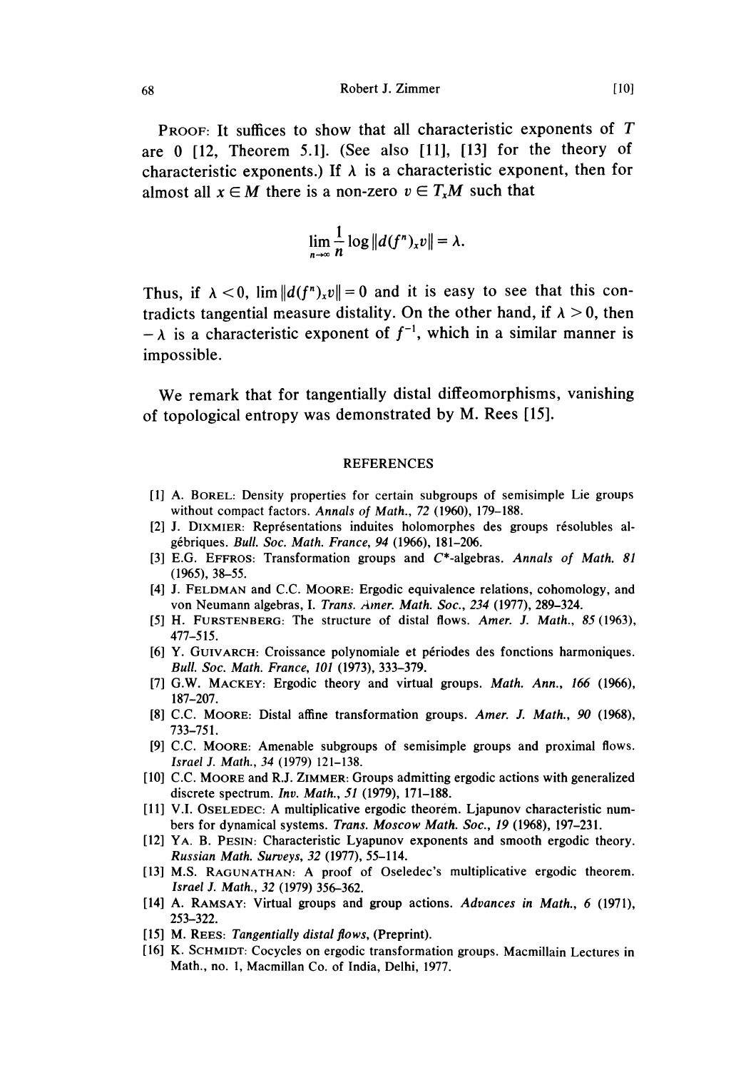PROOF: It suffices to show that all characteristic exponents of $T$ are 0 [12, Theorem 5.1]. (See also [11], [13] for the theory of characteristic exponents.) If $\lambda$ is a characteristic exponent, then for almost all $x \in M$ there is a non-zero $v \in T_x M$ such that

$$\lim_{n\to\infty} \frac{1}{n} \log \|d(f^n)_x v\| = \lambda.$$

Thus, if $\lambda < 0$, $\lim \|d(f^n)_x v\| = 0$ and it is easy to see that this contradicts tangential measure distality. On the other hand, if $\lambda > 0$, then $-\lambda$ is a characteristic exponent of $f^{-1}$, which in a similar manner is impossible.

We remark that for tangentially distal diffeomorphisms, vanishing of topological entropy was demonstrated by M. Rees [15].

## REFERENCES

[1] A. Borel: Density properties for certain subgroups of semisimple Lie groups without compact factors. *Annals of Math.*, *72* (1960), 179–188.

[2] J. Dixmier: Représentations induites holomorphes des groups résolubles algébriques. *Bull. Soc. Math. France*, *94* (1966), 181–206.

[3] E.G. Effros: Transformation groups and $C^*$-algebras. *Annals of Math. 81* (1965), 38–55.

[4] J. Feldman and C.C. Moore: Ergodic equivalence relations, cohomology, and von Neumann algebras, I. *Trans. Amer. Math. Soc.*, *234* (1977), 289–324.

[5] H. Furstenberg: The structure of distal flows. *Amer. J. Math.*, *85* (1963), 477–515.

[6] Y. Guivarch: Croissance polynomiale et périodes des fonctions harmoniques. *Bull. Soc. Math. France*, *101* (1973), 333–379.

[7] G.W. Mackey: Ergodic theory and virtual groups. *Math. Ann.*, *166* (1966), 187–207.

[8] C.C. Moore: Distal affine transformation groups. *Amer. J. Math.*, *90* (1968), 733–751.

[9] C.C. Moore: Amenable subgroups of semisimple groups and proximal flows. *Israel J. Math.*, *34* (1979) 121–138.

[10] C.C. Moore and R.J. Zimmer: Groups admitting ergodic actions with generalized discrete spectrum. *Inv. Math.*, *51* (1979), 171–188.

[11] V.I. Oseledec: A multiplicative ergodic theorem. Ljapunov characteristic numbers for dynamical systems. *Trans. Moscow Math. Soc.*, *19* (1968), 197–231.

[12] Ya. B. Pesin: Characteristic Lyapunov exponents and smooth ergodic theory. *Russian Math. Surveys*, *32* (1977), 55–114.

[13] M.S. Ragunathan: A proof of Oseledec's multiplicative ergodic theorem. *Israel J. Math.*, *32* (1979) 356–362.

[14] A. Ramsay: Virtual groups and group actions. *Advances in Math.*, *6* (1971), 253–322.

[15] M. Rees: *Tangentially distal flows*, (Preprint).

[16] K. Schmidt: Cocycles on ergodic transformation groups. Macmillain Lectures in Math., no. 1, Macmillan Co. of India, Delhi, 1977.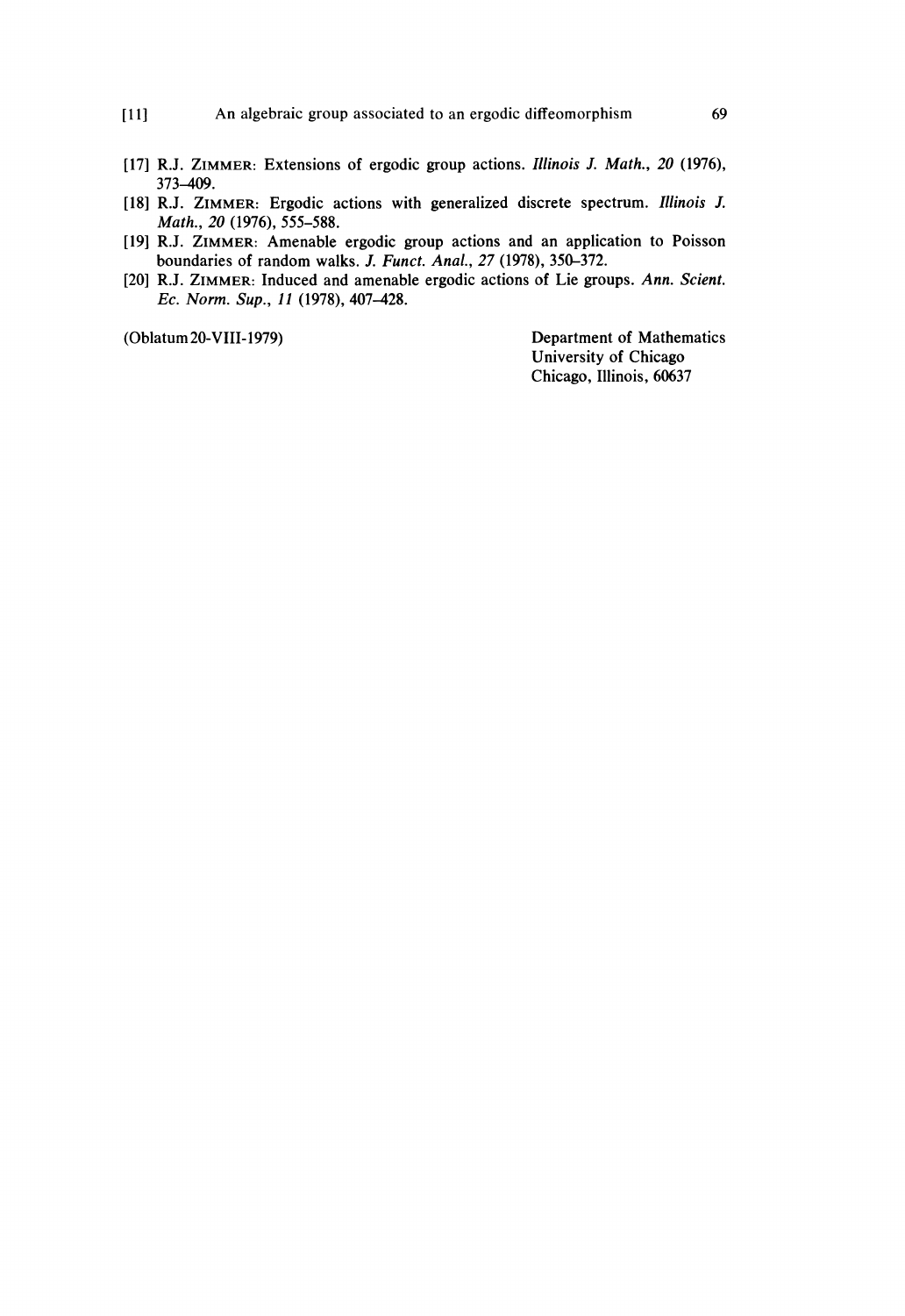[17] R.J. ZIMMER: Extensions of ergodic group actions. *Illinois J. Math.*, *20* (1976), 373–409.

[18] R.J. ZIMMER: Ergodic actions with generalized discrete spectrum. *Illinois J. Math.*, *20* (1976), 555–588.

[19] R.J. ZIMMER: Amenable ergodic group actions and an application to Poisson boundaries of random walks. *J. Funct. Anal.*, *27* (1978), 350–372.

[20] R.J. ZIMMER: Induced and amenable ergodic actions of Lie groups. *Ann. Scient. Ec. Norm. Sup.*, *11* (1978), 407–428.

(Oblatum 20-VIII-1979)

Department of Mathematics
University of Chicago
Chicago, Illinois, 60637